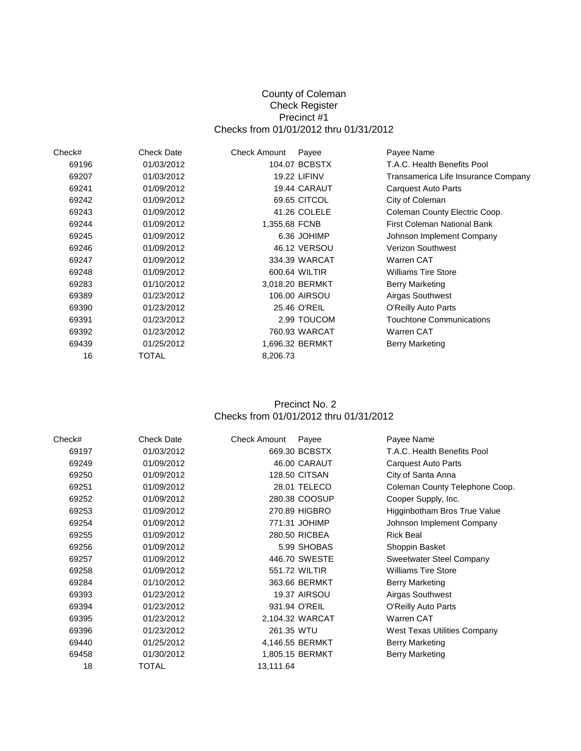# County of Coleman
## Check Register
### Precinct #1
Checks from 01/01/2012 thru 01/31/2012

| Check# | Check Date | Check Amount | Payee | Payee Name |
|---|---|---|---|---|
| 69196 | 01/03/2012 | 104.07 | BCBSTX | T.A.C. Health Benefits Pool |
| 69207 | 01/03/2012 | 19.22 | LIFINV | Transamerica Life Insurance Company |
| 69241 | 01/09/2012 | 19.44 | CARAUT | Carquest Auto Parts |
| 69242 | 01/09/2012 | 69.65 | CITCOL | City of Coleman |
| 69243 | 01/09/2012 | 41.26 | COLELE | Coleman County Electric Coop. |
| 69244 | 01/09/2012 | 1,355.68 | FCNB | First Coleman National Bank |
| 69245 | 01/09/2012 | 6.36 | JOHIMP | Johnson Implement Company |
| 69246 | 01/09/2012 | 46.12 | VERSOU | Verizon Southwest |
| 69247 | 01/09/2012 | 334.39 | WARCAT | Warren CAT |
| 69248 | 01/09/2012 | 600.64 | WILTIR | Williams Tire Store |
| 69283 | 01/10/2012 | 3,018.20 | BERMKT | Berry Marketing |
| 69389 | 01/23/2012 | 106.00 | AIRSOU | Airgas Southwest |
| 69390 | 01/23/2012 | 25.46 | O'REIL | O'Reilly Auto Parts |
| 69391 | 01/23/2012 | 2.99 | TOUCOM | Touchtone Communications |
| 69392 | 01/23/2012 | 760.93 | WARCAT | Warren CAT |
| 69439 | 01/25/2012 | 1,696.32 | BERMKT | Berry Marketing |
| 16 | TOTAL | 8,206.73 | | |

### Precinct No. 2
Checks from 01/01/2012 thru 01/31/2012

| Check# | Check Date | Check Amount | Payee | Payee Name |
|---|---|---|---|---|
| 69197 | 01/03/2012 | 669.30 | BCBSTX | T.A.C. Health Benefits Pool |
| 69249 | 01/09/2012 | 46.00 | CARAUT | Carquest Auto Parts |
| 69250 | 01/09/2012 | 128.50 | CITSAN | City of Santa Anna |
| 69251 | 01/09/2012 | 28.01 | TELECO | Coleman County Telephone Coop. |
| 69252 | 01/09/2012 | 280.38 | COOSUP | Cooper Supply, Inc. |
| 69253 | 01/09/2012 | 270.89 | HIGBRO | Higginbotham Bros True Value |
| 69254 | 01/09/2012 | 771.31 | JOHIMP | Johnson Implement Company |
| 69255 | 01/09/2012 | 280.50 | RICBEA | Rick Beal |
| 69256 | 01/09/2012 | 5.99 | SHOBAS | Shoppin Basket |
| 69257 | 01/09/2012 | 446.70 | SWESTE | Sweetwater Steel Company |
| 69258 | 01/09/2012 | 551.72 | WILTIR | Williams Tire Store |
| 69284 | 01/10/2012 | 363.66 | BERMKT | Berry Marketing |
| 69393 | 01/23/2012 | 19.37 | AIRSOU | Airgas Southwest |
| 69394 | 01/23/2012 | 931.94 | O'REIL | O'Reilly Auto Parts |
| 69395 | 01/23/2012 | 2,104.32 | WARCAT | Warren CAT |
| 69396 | 01/23/2012 | 261.35 | WTU | West Texas Utilities Company |
| 69440 | 01/25/2012 | 4,146.55 | BERMKT | Berry Marketing |
| 69458 | 01/30/2012 | 1,805.15 | BERMKT | Berry Marketing |
| 18 | TOTAL | 13,111.64 | | |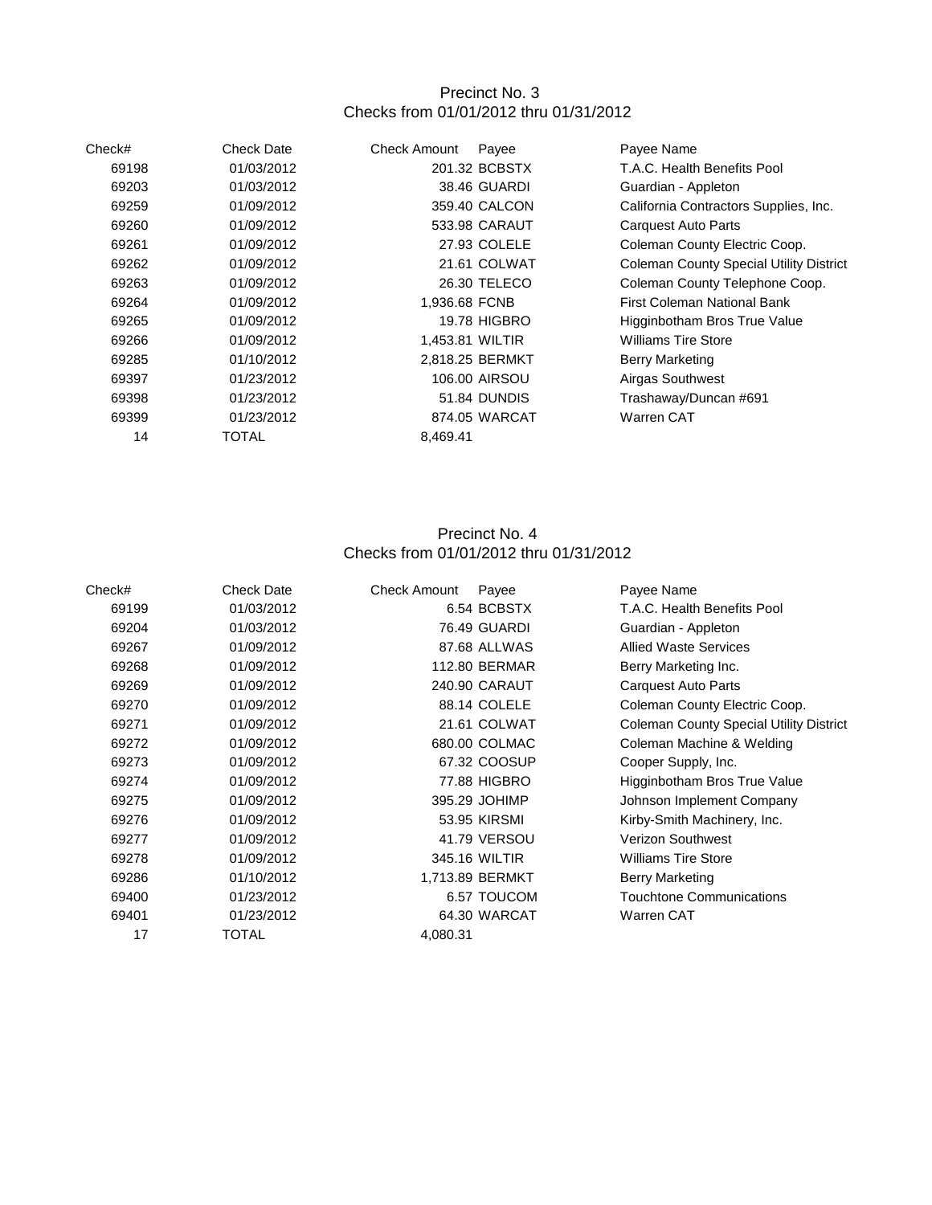## Precinct No. 3
### Checks from 01/01/2012 thru 01/31/2012

| Check# | Check Date | Check Amount | Payee | Payee Name |
|---|---|---|---|---|
| 69198 | 01/03/2012 | 201.32 | BCBSTX | T.A.C. Health Benefits Pool |
| 69203 | 01/03/2012 | 38.46 | GUARDI | Guardian - Appleton |
| 69259 | 01/09/2012 | 359.40 | CALCON | California Contractors Supplies, Inc. |
| 69260 | 01/09/2012 | 533.98 | CARAUT | Carquest Auto Parts |
| 69261 | 01/09/2012 | 27.93 | COLELE | Coleman County Electric Coop. |
| 69262 | 01/09/2012 | 21.61 | COLWAT | Coleman County Special Utility District |
| 69263 | 01/09/2012 | 26.30 | TELECO | Coleman County Telephone Coop. |
| 69264 | 01/09/2012 | 1,936.68 | FCNB | First Coleman National Bank |
| 69265 | 01/09/2012 | 19.78 | HIGBRO | Higginbotham Bros True Value |
| 69266 | 01/09/2012 | 1,453.81 | WILTIR | Williams Tire Store |
| 69285 | 01/10/2012 | 2,818.25 | BERMKT | Berry Marketing |
| 69397 | 01/23/2012 | 106.00 | AIRSOU | Airgas Southwest |
| 69398 | 01/23/2012 | 51.84 | DUNDIS | Trashaway/Duncan #691 |
| 69399 | 01/23/2012 | 874.05 | WARCAT | Warren CAT |
| 14 | TOTAL | 8,469.41 | | |

## Precinct No. 4
### Checks from 01/01/2012 thru 01/31/2012

| Check# | Check Date | Check Amount | Payee | Payee Name |
|---|---|---|---|---|
| 69199 | 01/03/2012 | 6.54 | BCBSTX | T.A.C. Health Benefits Pool |
| 69204 | 01/03/2012 | 76.49 | GUARDI | Guardian - Appleton |
| 69267 | 01/09/2012 | 87.68 | ALLWAS | Allied Waste Services |
| 69268 | 01/09/2012 | 112.80 | BERMAR | Berry Marketing Inc. |
| 69269 | 01/09/2012 | 240.90 | CARAUT | Carquest Auto Parts |
| 69270 | 01/09/2012 | 88.14 | COLELE | Coleman County Electric Coop. |
| 69271 | 01/09/2012 | 21.61 | COLWAT | Coleman County Special Utility District |
| 69272 | 01/09/2012 | 680.00 | COLMAC | Coleman Machine & Welding |
| 69273 | 01/09/2012 | 67.32 | COOSUP | Cooper Supply, Inc. |
| 69274 | 01/09/2012 | 77.88 | HIGBRO | Higginbotham Bros True Value |
| 69275 | 01/09/2012 | 395.29 | JOHIMP | Johnson Implement Company |
| 69276 | 01/09/2012 | 53.95 | KIRSMI | Kirby-Smith Machinery, Inc. |
| 69277 | 01/09/2012 | 41.79 | VERSOU | Verizon Southwest |
| 69278 | 01/09/2012 | 345.16 | WILTIR | Williams Tire Store |
| 69286 | 01/10/2012 | 1,713.89 | BERMKT | Berry Marketing |
| 69400 | 01/23/2012 | 6.57 | TOUCOM | Touchtone Communications |
| 69401 | 01/23/2012 | 64.30 | WARCAT | Warren CAT |
| 17 | TOTAL | 4,080.31 | | |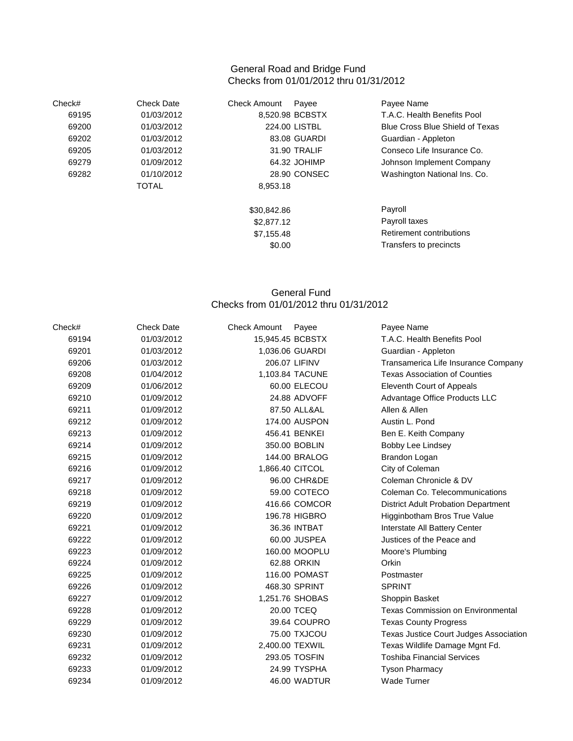## General Road and Bridge Fund

Checks from 01/01/2012 thru 01/31/2012

| Check# | Check Date | Check Amount | Payee | Payee Name |
|---|---|---|---|---|
| 69195 | 01/03/2012 | 8,520.98 | BCBSTX | T.A.C. Health Benefits Pool |
| 69200 | 01/03/2012 | 224.00 | LISTBL | Blue Cross Blue Shield of Texas |
| 69202 | 01/03/2012 | 83.08 | GUARDI | Guardian - Appleton |
| 69205 | 01/03/2012 | 31.90 | TRALIF | Conseco Life Insurance Co. |
| 69279 | 01/09/2012 | 64.32 | JOHIMP | Johnson Implement Company |
| 69282 | 01/10/2012 | 28.90 | CONSEC | Washington National Ins. Co. |
| | TOTAL | 8,953.18 | | |
| | | $30,842.86 | | Payroll |
| | | $2,877.12 | | Payroll taxes |
| | | $7,155.48 | | Retirement contributions |
| | | $0.00 | | Transfers to precincts |

## General Fund

Checks from 01/01/2012 thru 01/31/2012

| Check# | Check Date | Check Amount | Payee | Payee Name |
|---|---|---|---|---|
| 69194 | 01/03/2012 | 15,945.45 | BCBSTX | T.A.C. Health Benefits Pool |
| 69201 | 01/03/2012 | 1,036.06 | GUARDI | Guardian - Appleton |
| 69206 | 01/03/2012 | 206.07 | LIFINV | Transamerica Life Insurance Company |
| 69208 | 01/04/2012 | 1,103.84 | TACUNE | Texas Association of Counties |
| 69209 | 01/06/2012 | 60.00 | ELECOU | Eleventh Court of Appeals |
| 69210 | 01/09/2012 | 24.88 | ADVOFF | Advantage Office Products LLC |
| 69211 | 01/09/2012 | 87.50 | ALL&AL | Allen & Allen |
| 69212 | 01/09/2012 | 174.00 | AUSPON | Austin L. Pond |
| 69213 | 01/09/2012 | 456.41 | BENKEI | Ben E. Keith Company |
| 69214 | 01/09/2012 | 350.00 | BOBLIN | Bobby Lee Lindsey |
| 69215 | 01/09/2012 | 144.00 | BRALOG | Brandon Logan |
| 69216 | 01/09/2012 | 1,866.40 | CITCOL | City of Coleman |
| 69217 | 01/09/2012 | 96.00 | CHR&DE | Coleman Chronicle & DV |
| 69218 | 01/09/2012 | 59.00 | COTECO | Coleman Co. Telecommunications |
| 69219 | 01/09/2012 | 416.66 | COMCOR | District Adult Probation Department |
| 69220 | 01/09/2012 | 196.78 | HIGBRO | Higginbotham Bros True Value |
| 69221 | 01/09/2012 | 36.36 | INTBAT | Interstate All Battery Center |
| 69222 | 01/09/2012 | 60.00 | JUSPEA | Justices of the Peace and |
| 69223 | 01/09/2012 | 160.00 | MOOPLU | Moore's Plumbing |
| 69224 | 01/09/2012 | 62.88 | ORKIN | Orkin |
| 69225 | 01/09/2012 | 116.00 | POMAST | Postmaster |
| 69226 | 01/09/2012 | 468.30 | SPRINT | SPRINT |
| 69227 | 01/09/2012 | 1,251.76 | SHOBAS | Shoppin Basket |
| 69228 | 01/09/2012 | 20.00 | TCEQ | Texas Commission on Environmental |
| 69229 | 01/09/2012 | 39.64 | COUPRO | Texas County Progress |
| 69230 | 01/09/2012 | 75.00 | TXJCOU | Texas Justice Court Judges Association |
| 69231 | 01/09/2012 | 2,400.00 | TEXWIL | Texas Wildlife Damage Mgnt Fd. |
| 69232 | 01/09/2012 | 293.05 | TOSFIN | Toshiba Financial Services |
| 69233 | 01/09/2012 | 24.99 | TYSPHA | Tyson Pharmacy |
| 69234 | 01/09/2012 | 46.00 | WADTUR | Wade Turner |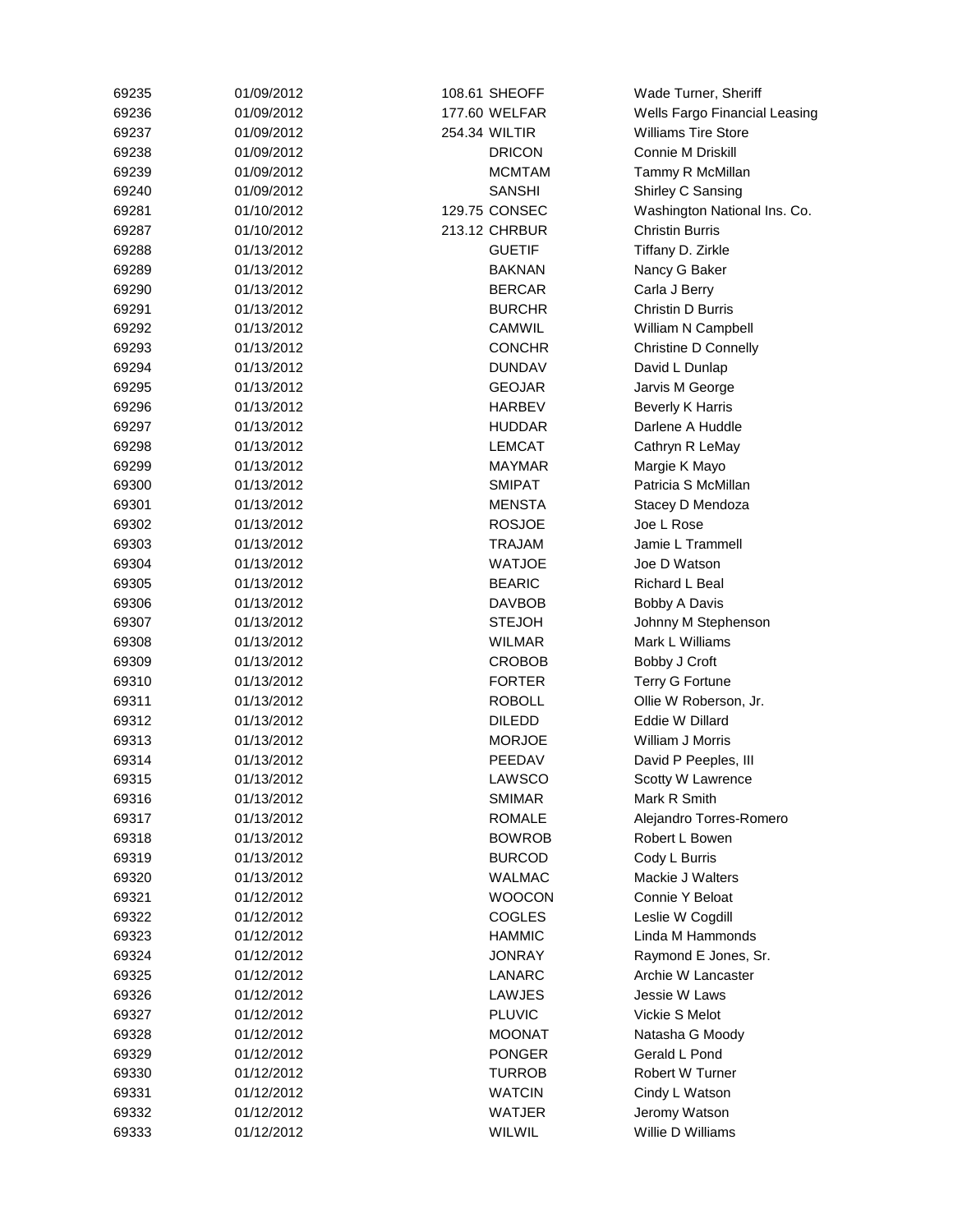| | | | | |
|---|---|---|---|---|
| 69235 | 01/09/2012 | 108.61 | SHEOFF | Wade Turner, Sheriff |
| 69236 | 01/09/2012 | 177.60 | WELFAR | Wells Fargo Financial Leasing |
| 69237 | 01/09/2012 | 254.34 | WILTIR | Williams Tire Store |
| 69238 | 01/09/2012 | | DRICON | Connie M Driskill |
| 69239 | 01/09/2012 | | MCMTAM | Tammy R McMillan |
| 69240 | 01/09/2012 | | SANSHI | Shirley C Sansing |
| 69281 | 01/10/2012 | 129.75 | CONSEC | Washington National Ins. Co. |
| 69287 | 01/10/2012 | 213.12 | CHRBUR | Christin Burris |
| 69288 | 01/13/2012 | | GUETIF | Tiffany D. Zirkle |
| 69289 | 01/13/2012 | | BAKNAN | Nancy G Baker |
| 69290 | 01/13/2012 | | BERCAR | Carla J Berry |
| 69291 | 01/13/2012 | | BURCHR | Christin D Burris |
| 69292 | 01/13/2012 | | CAMWIL | William N Campbell |
| 69293 | 01/13/2012 | | CONCHR | Christine D Connelly |
| 69294 | 01/13/2012 | | DUNDAV | David L Dunlap |
| 69295 | 01/13/2012 | | GEOJAR | Jarvis M George |
| 69296 | 01/13/2012 | | HARBEV | Beverly K Harris |
| 69297 | 01/13/2012 | | HUDDAR | Darlene A Huddle |
| 69298 | 01/13/2012 | | LEMCAT | Cathryn R LeMay |
| 69299 | 01/13/2012 | | MAYMAR | Margie K Mayo |
| 69300 | 01/13/2012 | | SMIPAT | Patricia S McMillan |
| 69301 | 01/13/2012 | | MENSTA | Stacey D Mendoza |
| 69302 | 01/13/2012 | | ROSJOE | Joe L Rose |
| 69303 | 01/13/2012 | | TRAJAM | Jamie L Trammell |
| 69304 | 01/13/2012 | | WATJOE | Joe D Watson |
| 69305 | 01/13/2012 | | BEARIC | Richard L Beal |
| 69306 | 01/13/2012 | | DAVBOB | Bobby A Davis |
| 69307 | 01/13/2012 | | STEJOH | Johnny M Stephenson |
| 69308 | 01/13/2012 | | WILMAR | Mark L Williams |
| 69309 | 01/13/2012 | | CROBOB | Bobby J Croft |
| 69310 | 01/13/2012 | | FORTER | Terry G Fortune |
| 69311 | 01/13/2012 | | ROBOLL | Ollie W Roberson, Jr. |
| 69312 | 01/13/2012 | | DILEDD | Eddie W Dillard |
| 69313 | 01/13/2012 | | MORJOE | William J Morris |
| 69314 | 01/13/2012 | | PEEDAV | David P Peeples, III |
| 69315 | 01/13/2012 | | LAWSCO | Scotty W Lawrence |
| 69316 | 01/13/2012 | | SMIMAR | Mark R Smith |
| 69317 | 01/13/2012 | | ROMALE | Alejandro Torres-Romero |
| 69318 | 01/13/2012 | | BOWROB | Robert L Bowen |
| 69319 | 01/13/2012 | | BURCOD | Cody L Burris |
| 69320 | 01/13/2012 | | WALMAC | Mackie J Walters |
| 69321 | 01/12/2012 | | WOOCON | Connie Y Beloat |
| 69322 | 01/12/2012 | | COGLES | Leslie W Cogdill |
| 69323 | 01/12/2012 | | HAMMIC | Linda M Hammonds |
| 69324 | 01/12/2012 | | JONRAY | Raymond E Jones, Sr. |
| 69325 | 01/12/2012 | | LANARC | Archie W Lancaster |
| 69326 | 01/12/2012 | | LAWJES | Jessie W Laws |
| 69327 | 01/12/2012 | | PLUVIC | Vickie S Melot |
| 69328 | 01/12/2012 | | MOONAT | Natasha G Moody |
| 69329 | 01/12/2012 | | PONGER | Gerald L Pond |
| 69330 | 01/12/2012 | | TURROB | Robert W Turner |
| 69331 | 01/12/2012 | | WATCIN | Cindy L Watson |
| 69332 | 01/12/2012 | | WATJER | Jeromy Watson |
| 69333 | 01/12/2012 | | WILWIL | Willie D Williams |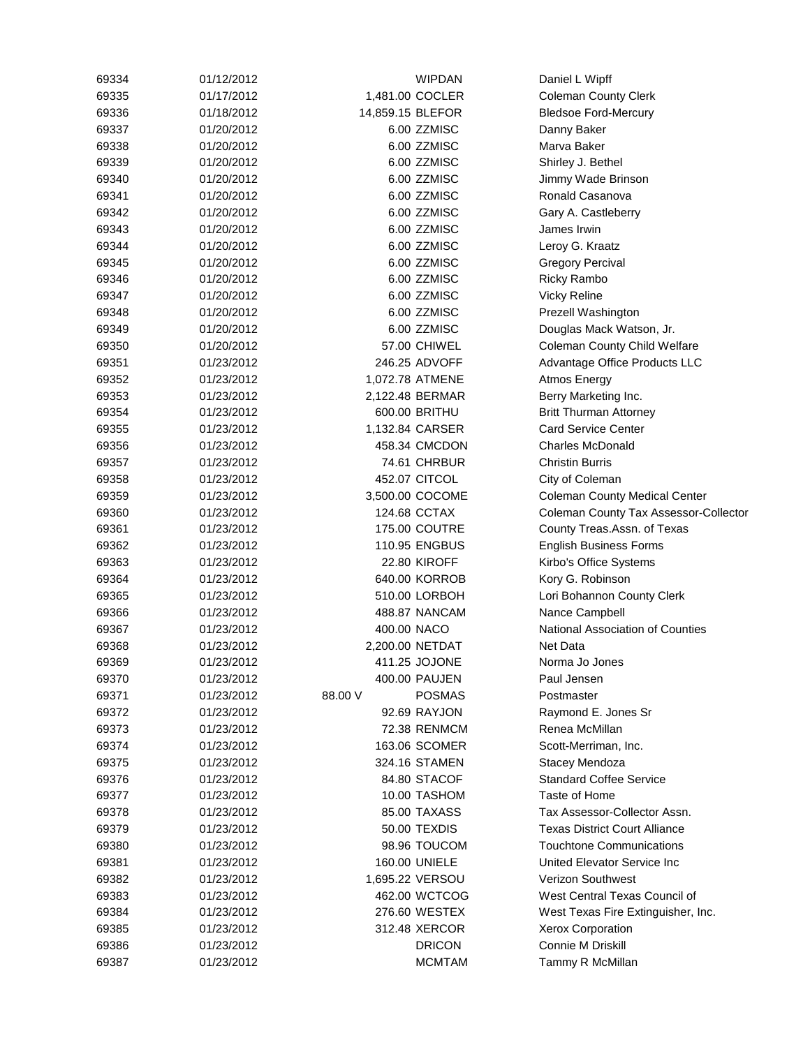| | | | | |
|---|---|---|---|---|
| 69334 | 01/12/2012 | | WIPDAN | Daniel L Wipff |
| 69335 | 01/17/2012 | 1,481.00 | COCLER | Coleman County Clerk |
| 69336 | 01/18/2012 | 14,859.15 | BLEFOR | Bledsoe Ford-Mercury |
| 69337 | 01/20/2012 | 6.00 | ZZMISC | Danny Baker |
| 69338 | 01/20/2012 | 6.00 | ZZMISC | Marva Baker |
| 69339 | 01/20/2012 | 6.00 | ZZMISC | Shirley J. Bethel |
| 69340 | 01/20/2012 | 6.00 | ZZMISC | Jimmy Wade Brinson |
| 69341 | 01/20/2012 | 6.00 | ZZMISC | Ronald Casanova |
| 69342 | 01/20/2012 | 6.00 | ZZMISC | Gary A. Castleberry |
| 69343 | 01/20/2012 | 6.00 | ZZMISC | James Irwin |
| 69344 | 01/20/2012 | 6.00 | ZZMISC | Leroy G. Kraatz |
| 69345 | 01/20/2012 | 6.00 | ZZMISC | Gregory Percival |
| 69346 | 01/20/2012 | 6.00 | ZZMISC | Ricky Rambo |
| 69347 | 01/20/2012 | 6.00 | ZZMISC | Vicky Reline |
| 69348 | 01/20/2012 | 6.00 | ZZMISC | Prezell Washington |
| 69349 | 01/20/2012 | 6.00 | ZZMISC | Douglas Mack Watson, Jr. |
| 69350 | 01/20/2012 | 57.00 | CHIWEL | Coleman County Child Welfare |
| 69351 | 01/23/2012 | 246.25 | ADVOFF | Advantage Office Products LLC |
| 69352 | 01/23/2012 | 1,072.78 | ATMENE | Atmos Energy |
| 69353 | 01/23/2012 | 2,122.48 | BERMAR | Berry Marketing Inc. |
| 69354 | 01/23/2012 | 600.00 | BRITHU | Britt Thurman Attorney |
| 69355 | 01/23/2012 | 1,132.84 | CARSER | Card Service Center |
| 69356 | 01/23/2012 | 458.34 | CMCDON | Charles McDonald |
| 69357 | 01/23/2012 | 74.61 | CHRBUR | Christin Burris |
| 69358 | 01/23/2012 | 452.07 | CITCOL | City of Coleman |
| 69359 | 01/23/2012 | 3,500.00 | COCOME | Coleman County Medical Center |
| 69360 | 01/23/2012 | 124.68 | CCTAX | Coleman County Tax Assessor-Collector |
| 69361 | 01/23/2012 | 175.00 | COUTRE | County Treas.Assn. of Texas |
| 69362 | 01/23/2012 | 110.95 | ENGBUS | English Business Forms |
| 69363 | 01/23/2012 | 22.80 | KIROFF | Kirbo's Office Systems |
| 69364 | 01/23/2012 | 640.00 | KORROB | Kory G. Robinson |
| 69365 | 01/23/2012 | 510.00 | LORBOH | Lori Bohannon County Clerk |
| 69366 | 01/23/2012 | 488.87 | NANCAM | Nance Campbell |
| 69367 | 01/23/2012 | 400.00 | NACO | National Association of Counties |
| 69368 | 01/23/2012 | 2,200.00 | NETDAT | Net Data |
| 69369 | 01/23/2012 | 411.25 | JOJONE | Norma Jo Jones |
| 69370 | 01/23/2012 | 400.00 | PAUJEN | Paul Jensen |
| 69371 | 01/23/2012 | 88.00 V | POSMAS | Postmaster |
| 69372 | 01/23/2012 | 92.69 | RAYJON | Raymond E. Jones Sr |
| 69373 | 01/23/2012 | 72.38 | RENMCM | Renea McMillan |
| 69374 | 01/23/2012 | 163.06 | SCOMER | Scott-Merriman, Inc. |
| 69375 | 01/23/2012 | 324.16 | STAMEN | Stacey Mendoza |
| 69376 | 01/23/2012 | 84.80 | STACOF | Standard Coffee Service |
| 69377 | 01/23/2012 | 10.00 | TASHOM | Taste of Home |
| 69378 | 01/23/2012 | 85.00 | TAXASS | Tax Assessor-Collector Assn. |
| 69379 | 01/23/2012 | 50.00 | TEXDIS | Texas District Court Alliance |
| 69380 | 01/23/2012 | 98.96 | TOUCOM | Touchtone Communications |
| 69381 | 01/23/2012 | 160.00 | UNIELE | United Elevator Service Inc |
| 69382 | 01/23/2012 | 1,695.22 | VERSOU | Verizon Southwest |
| 69383 | 01/23/2012 | 462.00 | WCTCOG | West Central Texas Council of |
| 69384 | 01/23/2012 | 276.60 | WESTEX | West Texas Fire Extinguisher, Inc. |
| 69385 | 01/23/2012 | 312.48 | XERCOR | Xerox Corporation |
| 69386 | 01/23/2012 | | DRICON | Connie M Driskill |
| 69387 | 01/23/2012 | | MCMTAM | Tammy R McMillan |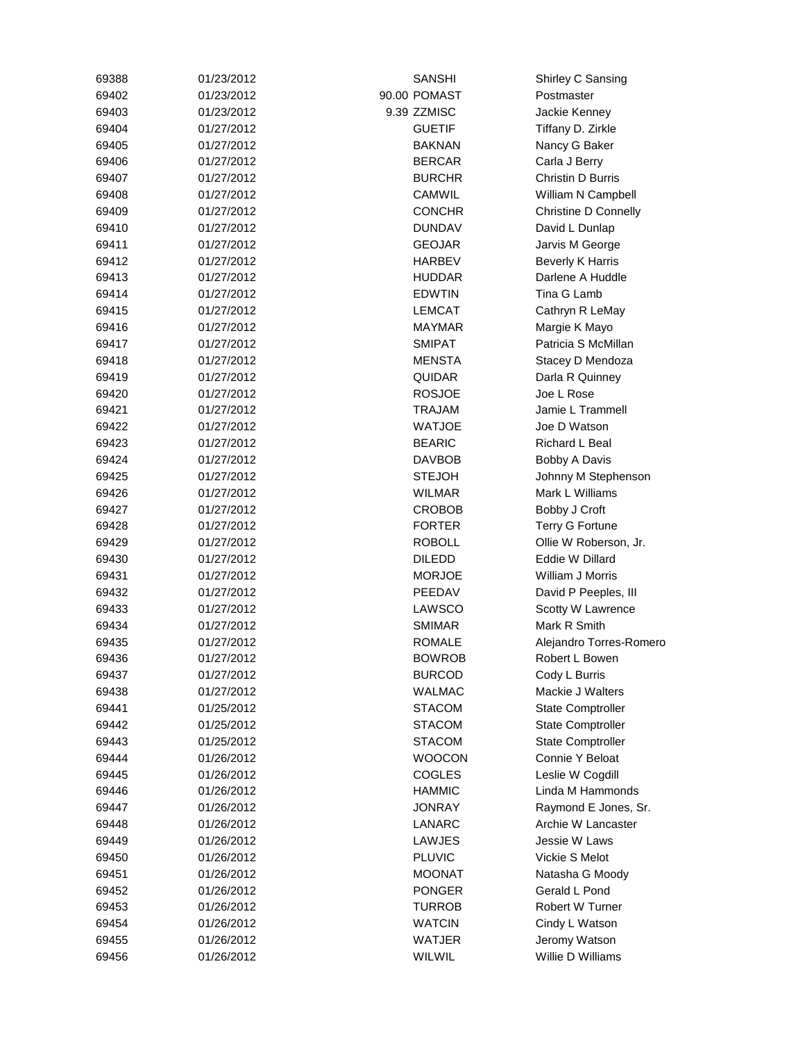| | | | | |
|---|---|---|---|---|
| 69388 | 01/23/2012 | | SANSHI | Shirley C Sansing |
| 69402 | 01/23/2012 | 90.00 | POMAST | Postmaster |
| 69403 | 01/23/2012 | 9.39 | ZZMISC | Jackie Kenney |
| 69404 | 01/27/2012 | | GUETIF | Tiffany D. Zirkle |
| 69405 | 01/27/2012 | | BAKNAN | Nancy G Baker |
| 69406 | 01/27/2012 | | BERCAR | Carla J Berry |
| 69407 | 01/27/2012 | | BURCHR | Christin D Burris |
| 69408 | 01/27/2012 | | CAMWIL | William N Campbell |
| 69409 | 01/27/2012 | | CONCHR | Christine D Connelly |
| 69410 | 01/27/2012 | | DUNDAV | David L Dunlap |
| 69411 | 01/27/2012 | | GEOJAR | Jarvis M George |
| 69412 | 01/27/2012 | | HARBEV | Beverly K Harris |
| 69413 | 01/27/2012 | | HUDDAR | Darlene A Huddle |
| 69414 | 01/27/2012 | | EDWTIN | Tina G Lamb |
| 69415 | 01/27/2012 | | LEMCAT | Cathryn R LeMay |
| 69416 | 01/27/2012 | | MAYMAR | Margie K Mayo |
| 69417 | 01/27/2012 | | SMIPAT | Patricia S McMillan |
| 69418 | 01/27/2012 | | MENSTA | Stacey D Mendoza |
| 69419 | 01/27/2012 | | QUIDAR | Darla R Quinney |
| 69420 | 01/27/2012 | | ROSJOE | Joe L Rose |
| 69421 | 01/27/2012 | | TRAJAM | Jamie L Trammell |
| 69422 | 01/27/2012 | | WATJOE | Joe D Watson |
| 69423 | 01/27/2012 | | BEARIC | Richard L Beal |
| 69424 | 01/27/2012 | | DAVBOB | Bobby A Davis |
| 69425 | 01/27/2012 | | STEJOH | Johnny M Stephenson |
| 69426 | 01/27/2012 | | WILMAR | Mark L Williams |
| 69427 | 01/27/2012 | | CROBOB | Bobby J Croft |
| 69428 | 01/27/2012 | | FORTER | Terry G Fortune |
| 69429 | 01/27/2012 | | ROBOLL | Ollie W Roberson, Jr. |
| 69430 | 01/27/2012 | | DILEDD | Eddie W Dillard |
| 69431 | 01/27/2012 | | MORJOE | William J Morris |
| 69432 | 01/27/2012 | | PEEDAV | David P Peeples, III |
| 69433 | 01/27/2012 | | LAWSCO | Scotty W Lawrence |
| 69434 | 01/27/2012 | | SMIMAR | Mark R Smith |
| 69435 | 01/27/2012 | | ROMALE | Alejandro Torres-Romero |
| 69436 | 01/27/2012 | | BOWROB | Robert L Bowen |
| 69437 | 01/27/2012 | | BURCOD | Cody L Burris |
| 69438 | 01/27/2012 | | WALMAC | Mackie J Walters |
| 69441 | 01/25/2012 | | STACOM | State Comptroller |
| 69442 | 01/25/2012 | | STACOM | State Comptroller |
| 69443 | 01/25/2012 | | STACOM | State Comptroller |
| 69444 | 01/26/2012 | | WOOCON | Connie Y Beloat |
| 69445 | 01/26/2012 | | COGLES | Leslie W Cogdill |
| 69446 | 01/26/2012 | | HAMMIC | Linda M Hammonds |
| 69447 | 01/26/2012 | | JONRAY | Raymond E Jones, Sr. |
| 69448 | 01/26/2012 | | LANARC | Archie W Lancaster |
| 69449 | 01/26/2012 | | LAWJES | Jessie W Laws |
| 69450 | 01/26/2012 | | PLUVIC | Vickie S Melot |
| 69451 | 01/26/2012 | | MOONAT | Natasha G Moody |
| 69452 | 01/26/2012 | | PONGER | Gerald L Pond |
| 69453 | 01/26/2012 | | TURROB | Robert W Turner |
| 69454 | 01/26/2012 | | WATCIN | Cindy L Watson |
| 69455 | 01/26/2012 | | WATJER | Jeromy Watson |
| 69456 | 01/26/2012 | | WILWIL | Willie D Williams |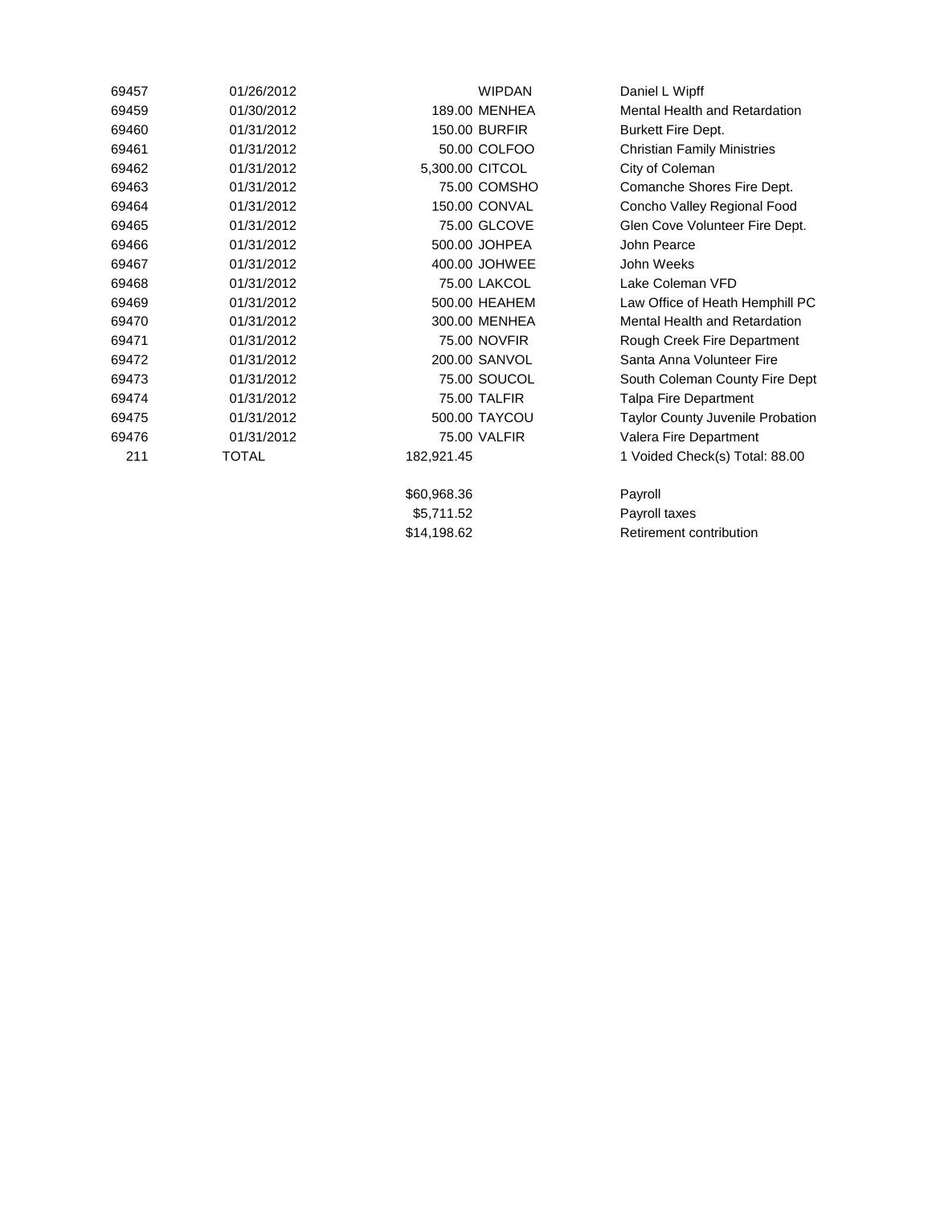| | | | | |
|---|---|---|---|---|
| 69457 | 01/26/2012 | | WIPDAN | Daniel L Wipff |
| 69459 | 01/30/2012 | 189.00 | MENHEA | Mental Health and Retardation |
| 69460 | 01/31/2012 | 150.00 | BURFIR | Burkett Fire Dept. |
| 69461 | 01/31/2012 | 50.00 | COLFOO | Christian Family Ministries |
| 69462 | 01/31/2012 | 5,300.00 | CITCOL | City of Coleman |
| 69463 | 01/31/2012 | 75.00 | COMSHO | Comanche Shores Fire Dept. |
| 69464 | 01/31/2012 | 150.00 | CONVAL | Concho Valley Regional Food |
| 69465 | 01/31/2012 | 75.00 | GLCOVE | Glen Cove Volunteer Fire Dept. |
| 69466 | 01/31/2012 | 500.00 | JOHPEA | John Pearce |
| 69467 | 01/31/2012 | 400.00 | JOHWEE | John Weeks |
| 69468 | 01/31/2012 | 75.00 | LAKCOL | Lake Coleman VFD |
| 69469 | 01/31/2012 | 500.00 | HEAHEM | Law Office of Heath Hemphill PC |
| 69470 | 01/31/2012 | 300.00 | MENHEA | Mental Health and Retardation |
| 69471 | 01/31/2012 | 75.00 | NOVFIR | Rough Creek Fire Department |
| 69472 | 01/31/2012 | 200.00 | SANVOL | Santa Anna Volunteer Fire |
| 69473 | 01/31/2012 | 75.00 | SOUCOL | South Coleman County Fire Dept |
| 69474 | 01/31/2012 | 75.00 | TALFIR | Talpa Fire Department |
| 69475 | 01/31/2012 | 500.00 | TAYCOU | Taylor County Juvenile Probation |
| 69476 | 01/31/2012 | 75.00 | VALFIR | Valera Fire Department |
| 211 | TOTAL | 182,921.45 | | 1 Voided Check(s) Total: 88.00 |
| | | | | |
| | | $60,968.36 | | Payroll |
| | | $5,711.52 | | Payroll taxes |
| | | $14,198.62 | | Retirement contribution |